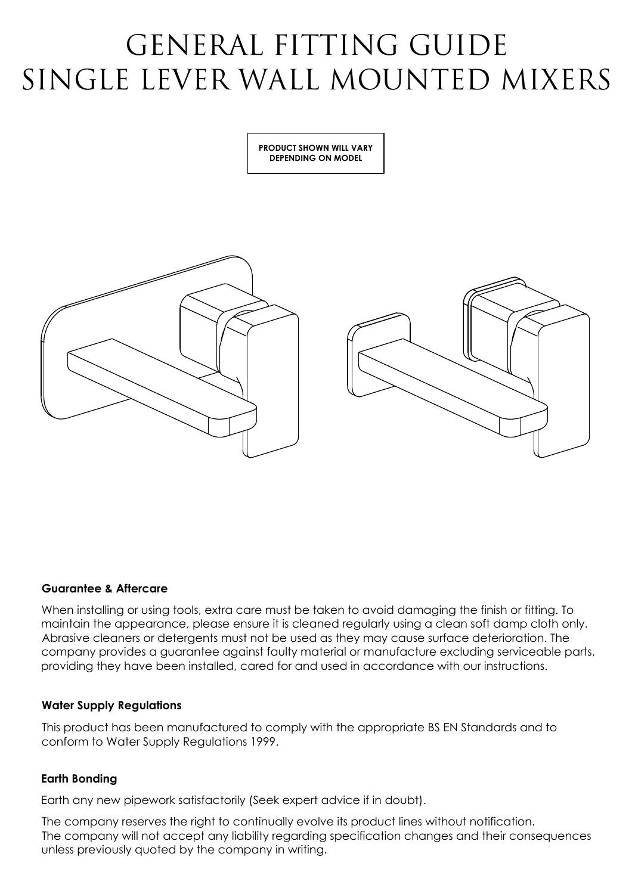# GENERAL FITTING GUIDE
# SINGLE LEVER WALL MOUNTED MIXERS

**PRODUCT SHOWN WILL VARY DEPENDING ON MODEL**

**Guarantee & Aftercare**

When installing or using tools, extra care must be taken to avoid damaging the finish or fitting. To maintain the appearance, please ensure it is cleaned regularly using a clean soft damp cloth only. Abrasive cleaners or detergents must not be used as they may cause surface deterioration. The company provides a guarantee against faulty material or manufacture excluding serviceable parts, providing they have been installed, cared for and used in accordance with our instructions.

**Water Supply Regulations**

This product has been manufactured to comply with the appropriate BS EN Standards and to conform to Water Supply Regulations 1999.

**Earth Bonding**

Earth any new pipework satisfactorily (Seek expert advice if in doubt).

The company reserves the right to continually evolve its product lines without notification.
The company will not accept any liability regarding specification changes and their consequences unless previously quoted by the company in writing.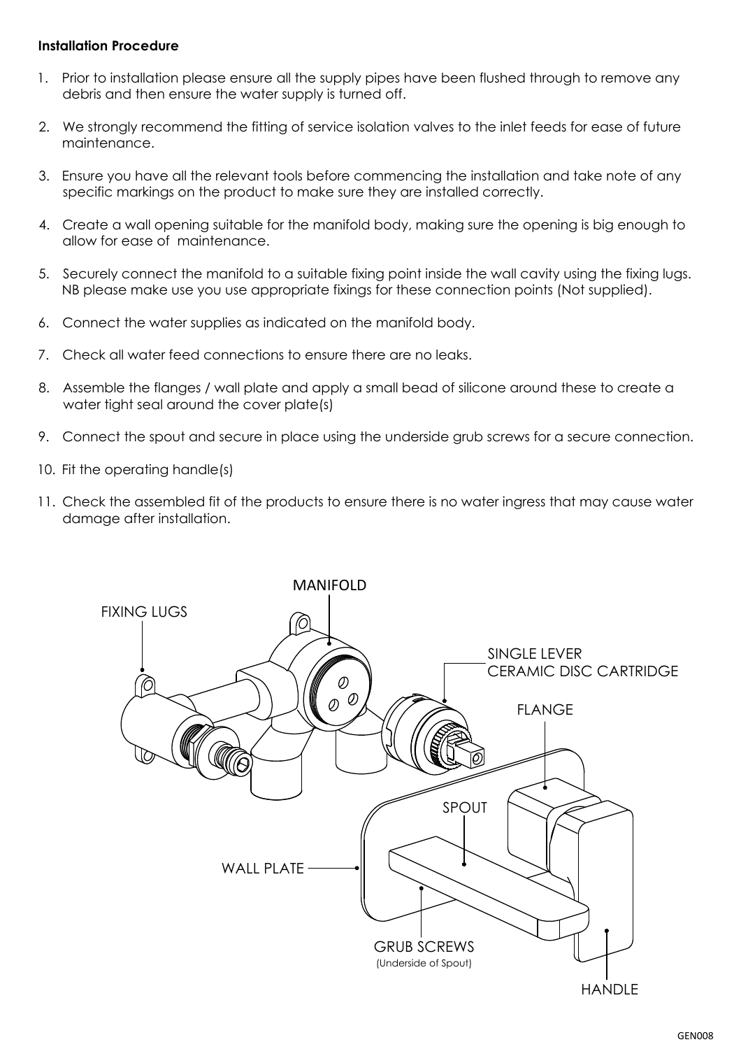**Installation Procedure**

1. Prior to installation please ensure all the supply pipes have been flushed through to remove any debris and then ensure the water supply is turned off.

2. We strongly recommend the fitting of service isolation valves to the inlet feeds for ease of future maintenance.

3. Ensure you have all the relevant tools before commencing the installation and take note of any specific markings on the product to make sure they are installed correctly.

4. Create a wall opening suitable for the manifold body, making sure the opening is big enough to allow for ease of maintenance.

5. Securely connect the manifold to a suitable fixing point inside the wall cavity using the fixing lugs. NB please make use you use appropriate fixings for these connection points (Not supplied).

6. Connect the water supplies as indicated on the manifold body.

7. Check all water feed connections to ensure there are no leaks.

8. Assemble the flanges / wall plate and apply a small bead of silicone around these to create a water tight seal around the cover plate(s)

9. Connect the spout and secure in place using the underside grub screws for a secure connection.

10. Fit the operating handle(s)

11. Check the assembled fit of the products to ensure there is no water ingress that may cause water damage after installation.

MANIFOLD

FIXING LUGS

SINGLE LEVER
CERAMIC DISC CARTRIDGE

FLANGE

SPOUT

WALL PLATE

GRUB SCREWS
(Underside of Spout)

HANDLE

GEN008